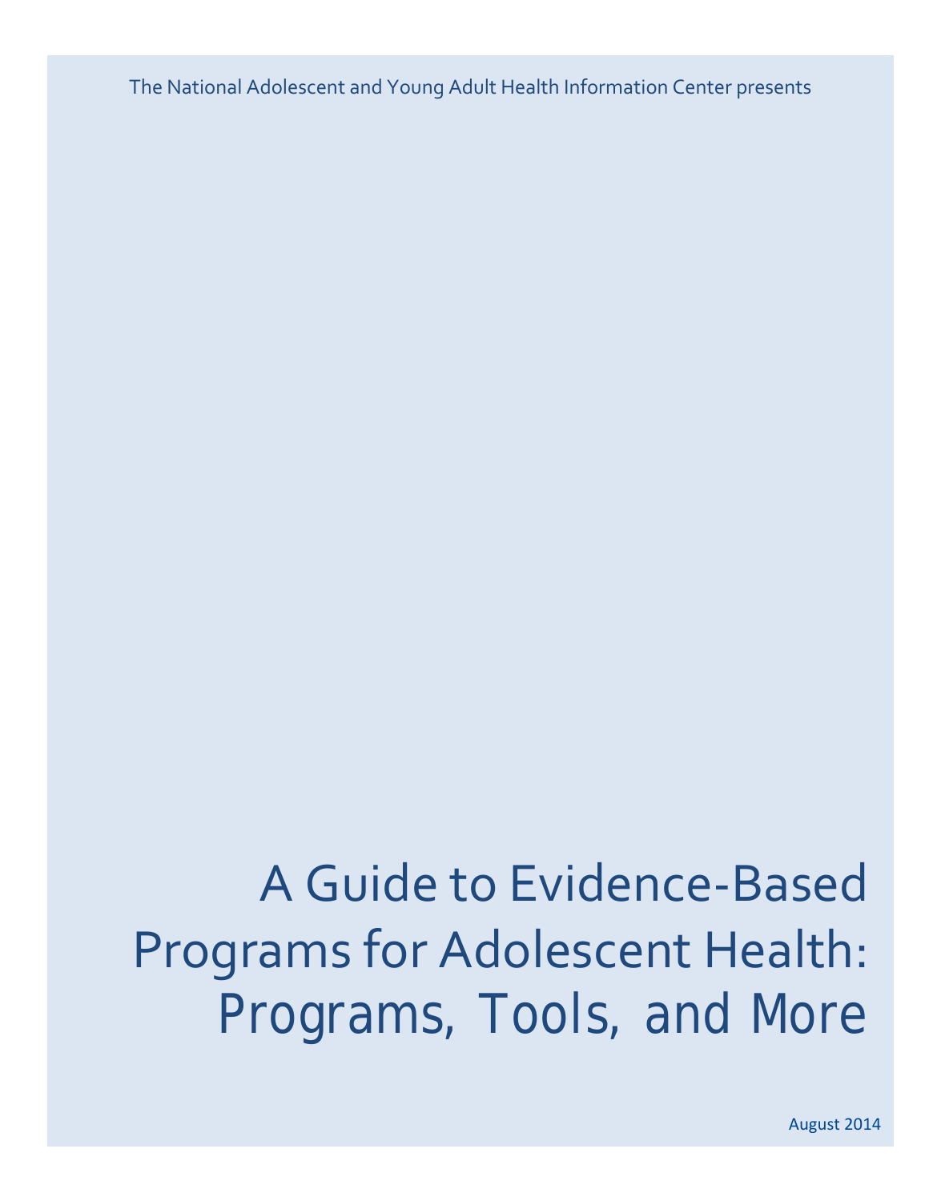The National Adolescent and Young Adult Health Information Center presents

# A Guide to Evidence-Based Programs for Adolescent Health: Programs, Tools, and More

August 2014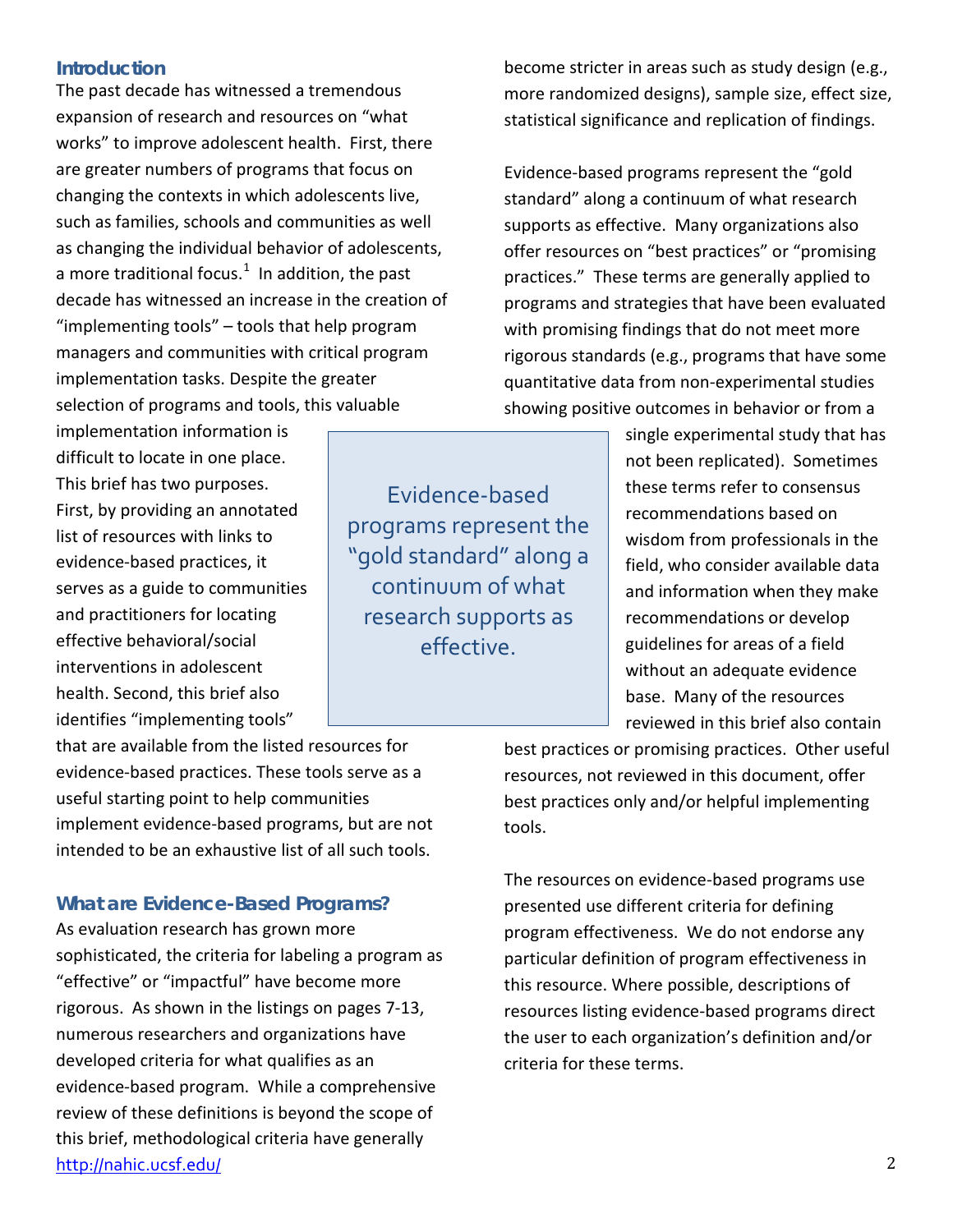## Introduction

The past decade has witnessed a tremendous expansion of research and resources on "what works" to improve adolescent health. First, there are greater numbers of programs that focus on changing the contexts in which adolescents live, such as families, schools and communities as well as changing the individual behavior of adolescents, a more traditional focus.[1] In addition, the past decade has witnessed an increase in the creation of "implementing tools" – tools that help program managers and communities with critical program implementation tasks. Despite the greater selection of programs and tools, this valuable implementation information is difficult to locate in one place. This brief has two purposes. First, by providing an annotated list of resources with links to evidence-based practices, it serves as a guide to communities and practitioners for locating effective behavioral/social interventions in adolescent health. Second, this brief also identifies "implementing tools" that are available from the listed resources for evidence-based practices. These tools serve as a useful starting point to help communities implement evidence-based programs, but are not intended to be an exhaustive list of all such tools.

## What are Evidence-Based Programs?

As evaluation research has grown more sophisticated, the criteria for labeling a program as "effective" or "impactful" have become more rigorous. As shown in the listings on pages 7-13, numerous researchers and organizations have developed criteria for what qualifies as an evidence-based program. While a comprehensive review of these definitions is beyond the scope of this brief, methodological criteria have generally become stricter in areas such as study design (e.g., more randomized designs), sample size, effect size, statistical significance and replication of findings.

> Evidence-based programs represent the "gold standard" along a continuum of what research supports as effective.

Evidence-based programs represent the "gold standard" along a continuum of what research supports as effective. Many organizations also offer resources on "best practices" or "promising practices." These terms are generally applied to programs and strategies that have been evaluated with promising findings that do not meet more rigorous standards (e.g., programs that have some quantitative data from non-experimental studies showing positive outcomes in behavior or from a single experimental study that has not been replicated). Sometimes these terms refer to consensus recommendations based on wisdom from professionals in the field, who consider available data and information when they make recommendations or develop guidelines for areas of a field without an adequate evidence base. Many of the resources reviewed in this brief also contain best practices or promising practices. Other useful resources, not reviewed in this document, offer best practices only and/or helpful implementing tools.

The resources on evidence-based programs use presented use different criteria for defining program effectiveness. We do not endorse any particular definition of program effectiveness in this resource. Where possible, descriptions of resources listing evidence-based programs direct the user to each organization's definition and/or criteria for these terms.

http://nahic.ucsf.edu/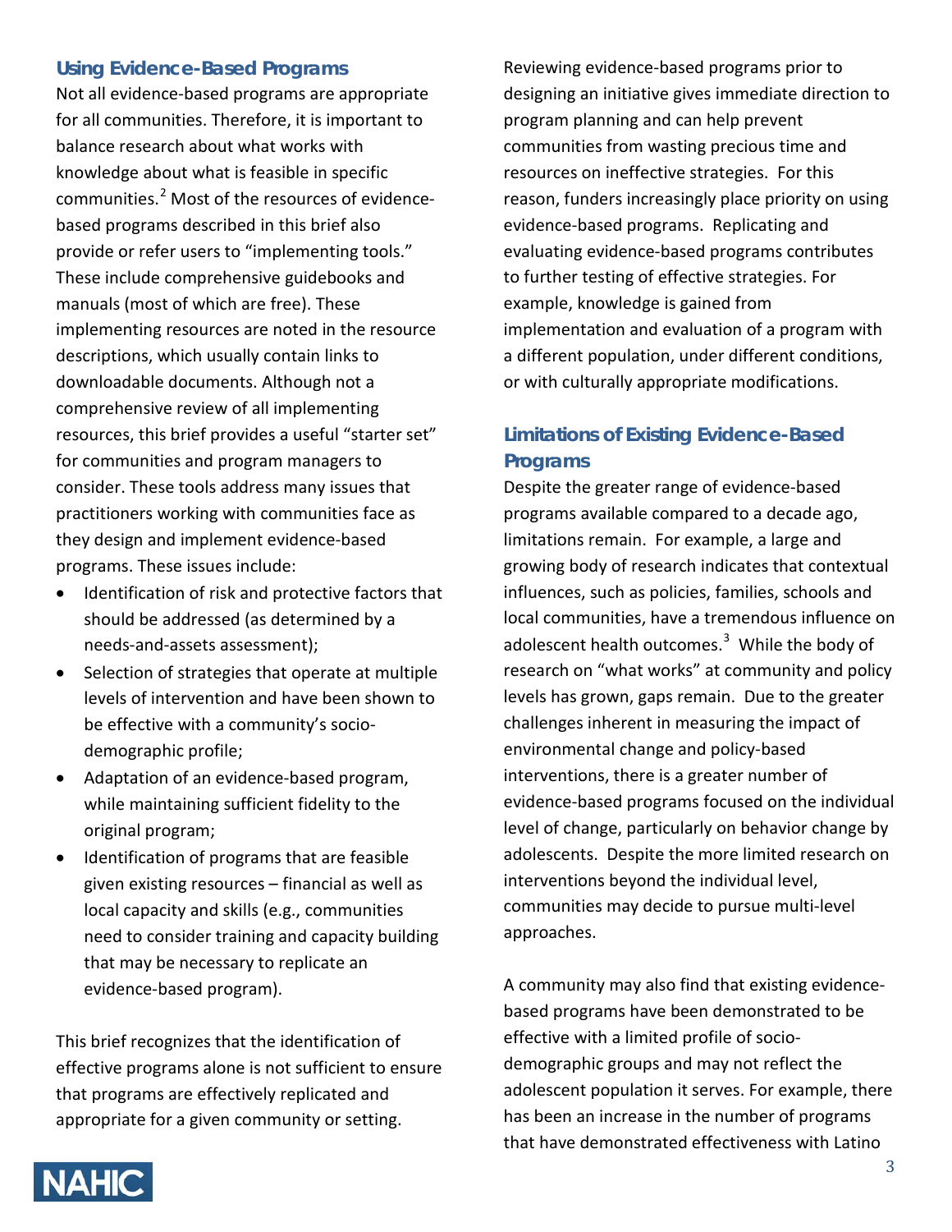## Using Evidence-Based Programs

Not all evidence-based programs are appropriate for all communities. Therefore, it is important to balance research about what works with knowledge about what is feasible in specific communities.[2] Most of the resources of evidence-based programs described in this brief also provide or refer users to "implementing tools." These include comprehensive guidebooks and manuals (most of which are free). These implementing resources are noted in the resource descriptions, which usually contain links to downloadable documents. Although not a comprehensive review of all implementing resources, this brief provides a useful "starter set" for communities and program managers to consider. These tools address many issues that practitioners working with communities face as they design and implement evidence-based programs. These issues include:

- Identification of risk and protective factors that should be addressed (as determined by a needs-and-assets assessment);
- Selection of strategies that operate at multiple levels of intervention and have been shown to be effective with a community's socio-demographic profile;
- Adaptation of an evidence-based program, while maintaining sufficient fidelity to the original program;
- Identification of programs that are feasible given existing resources – financial as well as local capacity and skills (e.g., communities need to consider training and capacity building that may be necessary to replicate an evidence-based program).

This brief recognizes that the identification of effective programs alone is not sufficient to ensure that programs are effectively replicated and appropriate for a given community or setting.

Reviewing evidence-based programs prior to designing an initiative gives immediate direction to program planning and can help prevent communities from wasting precious time and resources on ineffective strategies. For this reason, funders increasingly place priority on using evidence-based programs. Replicating and evaluating evidence-based programs contributes to further testing of effective strategies. For example, knowledge is gained from implementation and evaluation of a program with a different population, under different conditions, or with culturally appropriate modifications.

## Limitations of Existing Evidence-Based Programs

Despite the greater range of evidence-based programs available compared to a decade ago, limitations remain. For example, a large and growing body of research indicates that contextual influences, such as policies, families, schools and local communities, have a tremendous influence on adolescent health outcomes.[3] While the body of research on "what works" at community and policy levels has grown, gaps remain. Due to the greater challenges inherent in measuring the impact of environmental change and policy-based interventions, there is a greater number of evidence-based programs focused on the individual level of change, particularly on behavior change by adolescents. Despite the more limited research on interventions beyond the individual level, communities may decide to pursue multi-level approaches.

A community may also find that existing evidence-based programs have been demonstrated to be effective with a limited profile of socio-demographic groups and may not reflect the adolescent population it serves. For example, there has been an increase in the number of programs that have demonstrated effectiveness with Latino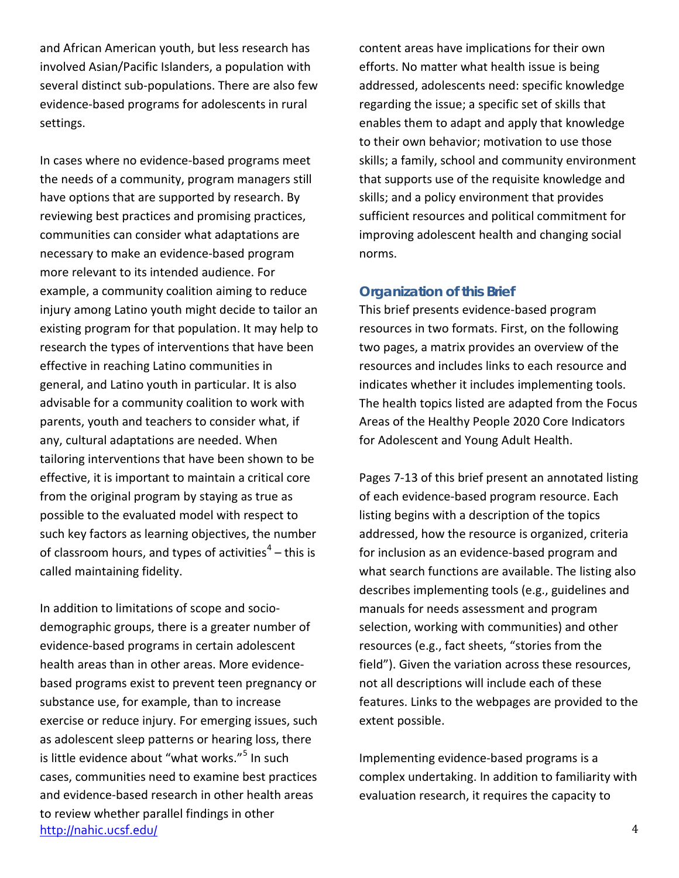and African American youth, but less research has involved Asian/Pacific Islanders, a population with several distinct sub-populations. There are also few evidence-based programs for adolescents in rural settings.

In cases where no evidence-based programs meet the needs of a community, program managers still have options that are supported by research. By reviewing best practices and promising practices, communities can consider what adaptations are necessary to make an evidence-based program more relevant to its intended audience. For example, a community coalition aiming to reduce injury among Latino youth might decide to tailor an existing program for that population. It may help to research the types of interventions that have been effective in reaching Latino communities in general, and Latino youth in particular. It is also advisable for a community coalition to work with parents, youth and teachers to consider what, if any, cultural adaptations are needed. When tailoring interventions that have been shown to be effective, it is important to maintain a critical core from the original program by staying as true as possible to the evaluated model with respect to such key factors as learning objectives, the number of classroom hours, and types of activities[4] – this is called maintaining fidelity.

In addition to limitations of scope and socio-demographic groups, there is a greater number of evidence-based programs in certain adolescent health areas than in other areas. More evidence-based programs exist to prevent teen pregnancy or substance use, for example, than to increase exercise or reduce injury. For emerging issues, such as adolescent sleep patterns or hearing loss, there is little evidence about "what works."[5] In such cases, communities need to examine best practices and evidence-based research in other health areas to review whether parallel findings in other content areas have implications for their own efforts. No matter what health issue is being addressed, adolescents need: specific knowledge regarding the issue; a specific set of skills that enables them to adapt and apply that knowledge to their own behavior; motivation to use those skills; a family, school and community environment that supports use of the requisite knowledge and skills; and a policy environment that provides sufficient resources and political commitment for improving adolescent health and changing social norms.

### Organization of this Brief

This brief presents evidence-based program resources in two formats. First, on the following two pages, a matrix provides an overview of the resources and includes links to each resource and indicates whether it includes implementing tools. The health topics listed are adapted from the Focus Areas of the Healthy People 2020 Core Indicators for Adolescent and Young Adult Health.

Pages 7-13 of this brief present an annotated listing of each evidence-based program resource. Each listing begins with a description of the topics addressed, how the resource is organized, criteria for inclusion as an evidence-based program and what search functions are available. The listing also describes implementing tools (e.g., guidelines and manuals for needs assessment and program selection, working with communities) and other resources (e.g., fact sheets, "stories from the field"). Given the variation across these resources, not all descriptions will include each of these features. Links to the webpages are provided to the extent possible.

Implementing evidence-based programs is a complex undertaking. In addition to familiarity with evaluation research, it requires the capacity to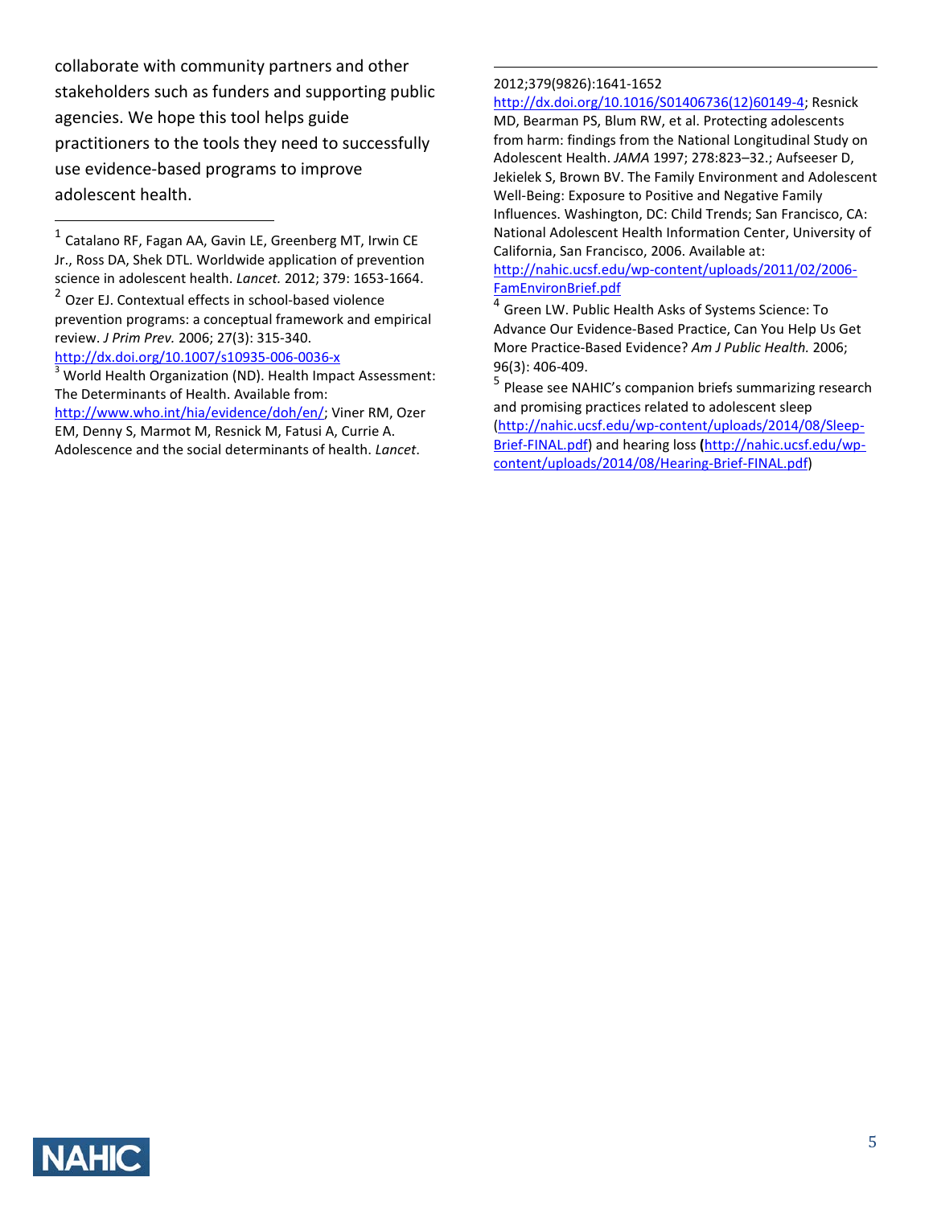collaborate with community partners and other stakeholders such as funders and supporting public agencies. We hope this tool helps guide practitioners to the tools they need to successfully use evidence-based programs to improve adolescent health.

---

[1] Catalano RF, Fagan AA, Gavin LE, Greenberg MT, Irwin CE Jr., Ross DA, Shek DTL. Worldwide application of prevention science in adolescent health. *Lancet.* 2012; 379: 1653-1664.

[2] Ozer EJ. Contextual effects in school-based violence prevention programs: a conceptual framework and empirical review. *J Prim Prev.* 2006; 27(3): 315-340. http://dx.doi.org/10.1007/s10935-006-0036-x

[3] World Health Organization (ND). Health Impact Assessment: The Determinants of Health. Available from: http://www.who.int/hia/evidence/doh/en/; Viner RM, Ozer EM, Denny S, Marmot M, Resnick M, Fatusi A, Currie A. Adolescence and the social determinants of health. *Lancet*. 2012;379(9826):1641-1652 http://dx.doi.org/10.1016/S01406736(12)60149-4; Resnick MD, Bearman PS, Blum RW, et al. Protecting adolescents from harm: findings from the National Longitudinal Study on Adolescent Health. *JAMA* 1997; 278:823–32.; Aufseeser D, Jekielek S, Brown BV. The Family Environment and Adolescent Well-Being: Exposure to Positive and Negative Family Influences. Washington, DC: Child Trends; San Francisco, CA: National Adolescent Health Information Center, University of California, San Francisco, 2006. Available at: http://nahic.ucsf.edu/wp-content/uploads/2011/02/2006-FamEnvironBrief.pdf

[4] Green LW. Public Health Asks of Systems Science: To Advance Our Evidence-Based Practice, Can You Help Us Get More Practice-Based Evidence? *Am J Public Health.* 2006; 96(3): 406-409.

[5] Please see NAHIC's companion briefs summarizing research and promising practices related to adolescent sleep (http://nahic.ucsf.edu/wp-content/uploads/2014/08/Sleep-Brief-FINAL.pdf) and hearing loss **(**http://nahic.ucsf.edu/wp-content/uploads/2014/08/Hearing-Brief-FINAL.pdf)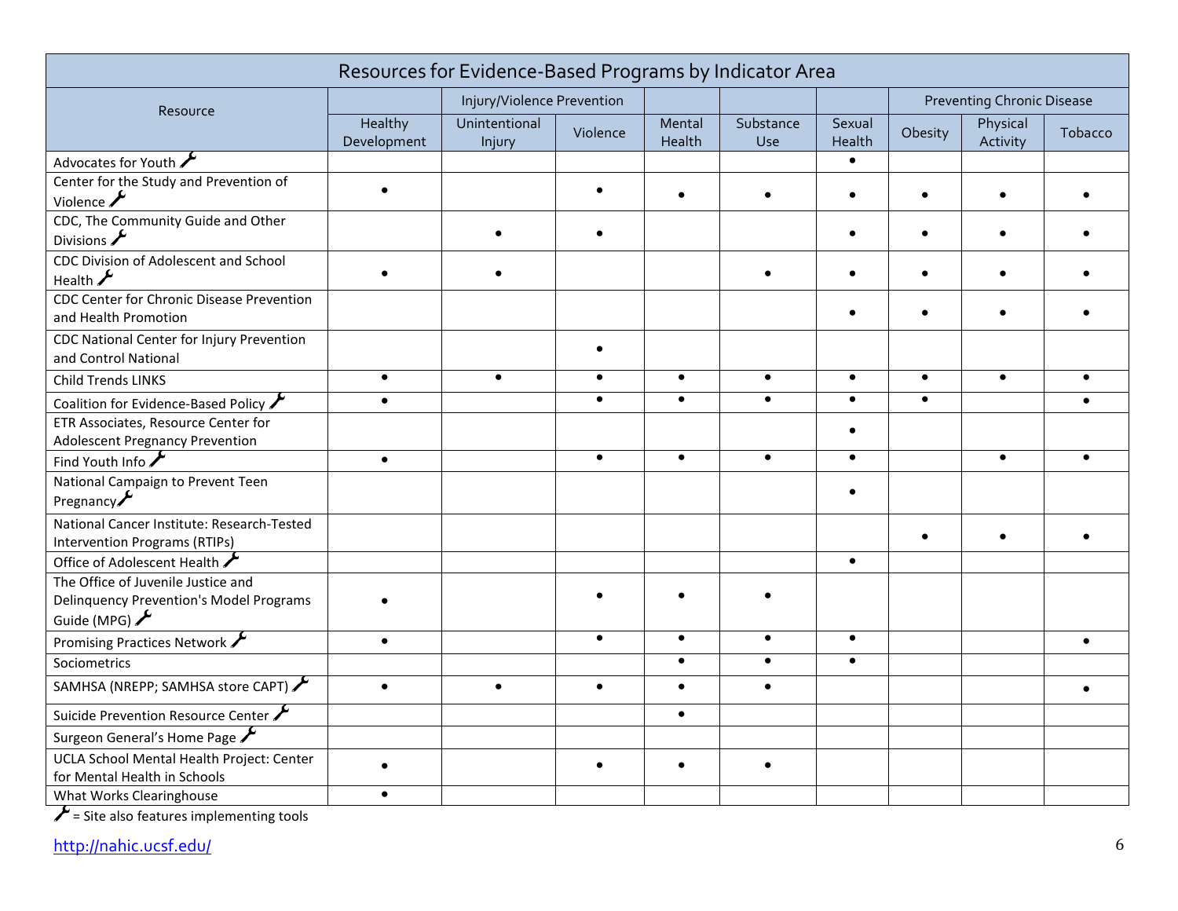# Resources for Evidence-Based Programs by Indicator Area

| Resource | | Injury/Violence Prevention | | | | | Preventing Chronic Disease | | |
|---|---|---|---|---|---|---|---|---|---|
| | Healthy Development | Unintentional Injury | Violence | Mental Health | Substance Use | Sexual Health | Obesity | Physical Activity | Tobacco |
| Advocates for Youth 🔧 | | | | | | • | | | |
| Center for the Study and Prevention of Violence 🔧 | • | | • | • | • | • | • | • | • |
| CDC, The Community Guide and Other Divisions 🔧 | | • | • | | | • | • | • | • |
| CDC Division of Adolescent and School Health 🔧 | • | • | | | • | • | • | • | • |
| CDC Center for Chronic Disease Prevention and Health Promotion | | | | | | • | • | • | • |
| CDC National Center for Injury Prevention and Control National | | | • | | | | | | |
| Child Trends LINKS | • | • | • | • | • | • | • | • | • |
| Coalition for Evidence-Based Policy 🔧 | • | | • | • | • | • | • | | • |
| ETR Associates, Resource Center for Adolescent Pregnancy Prevention | | | | | | • | | | |
| Find Youth Info 🔧 | • | | • | • | • | • | | • | • |
| National Campaign to Prevent Teen Pregnancy 🔧 | | | | | | • | | | |
| National Cancer Institute: Research-Tested Intervention Programs (RTIPs) | | | | | | | • | • | • |
| Office of Adolescent Health 🔧 | | | | | | • | | | |
| The Office of Juvenile Justice and Delinquency Prevention's Model Programs Guide (MPG) 🔧 | • | | • | • | • | | | | |
| Promising Practices Network 🔧 | • | | • | • | • | • | | | • |
| Sociometrics | | | | • | • | • | | | |
| SAMHSA (NREPP; SAMHSA store CAPT) 🔧 | • | • | • | • | • | | | | • |
| Suicide Prevention Resource Center 🔧 | | | | • | | | | | |
| Surgeon General's Home Page 🔧 | | | | | | | | | |
| UCLA School Mental Health Project: Center for Mental Health in Schools | • | | • | • | • | | | | |
| What Works Clearinghouse | • | | | | | | | | |

🔧 = Site also features implementing tools

http://nahic.ucsf.edu/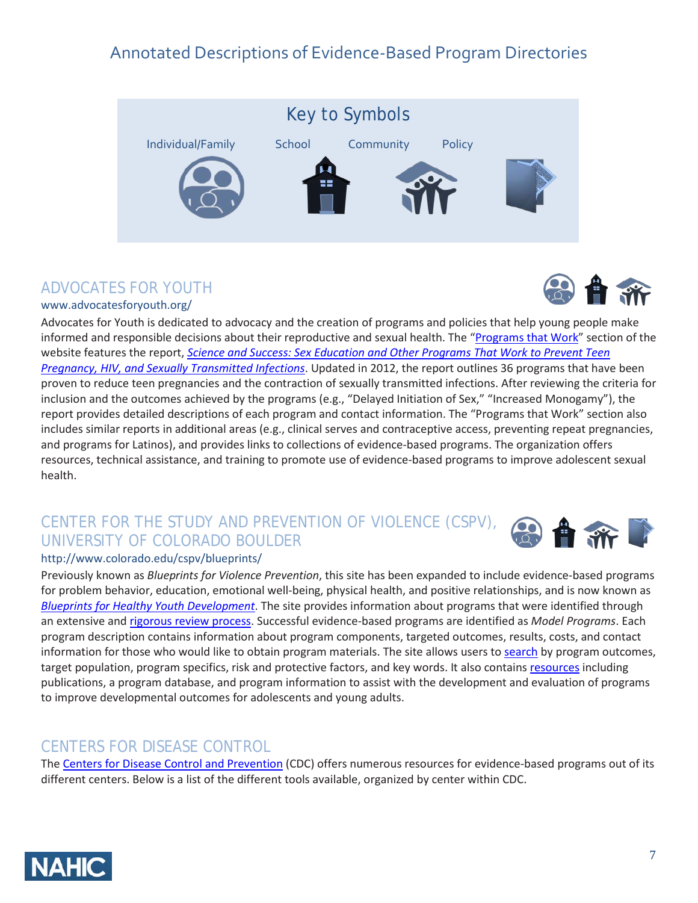# Annotated Descriptions of Evidence-Based Program Directories

## Key to Symbols

Individual/Family | School | Community | Policy

## ADVOCATES FOR YOUTH

www.advocatesforyouth.org/

Advocates for Youth is dedicated to advocacy and the creation of programs and policies that help young people make informed and responsible decisions about their reproductive and sexual health. The "Programs that Work" section of the website features the report, *Science and Success: Sex Education and Other Programs That Work to Prevent Teen Pregnancy, HIV, and Sexually Transmitted Infections*. Updated in 2012, the report outlines 36 programs that have been proven to reduce teen pregnancies and the contraction of sexually transmitted infections. After reviewing the criteria for inclusion and the outcomes achieved by the programs (e.g., "Delayed Initiation of Sex," "Increased Monogamy"), the report provides detailed descriptions of each program and contact information. The "Programs that Work" section also includes similar reports in additional areas (e.g., clinical serves and contraceptive access, preventing repeat pregnancies, and programs for Latinos), and provides links to collections of evidence-based programs. The organization offers resources, technical assistance, and training to promote use of evidence-based programs to improve adolescent sexual health.

## CENTER FOR THE STUDY AND PREVENTION OF VIOLENCE (CSPV), UNIVERSITY OF COLORADO BOULDER

http://www.colorado.edu/cspv/blueprints/

Previously known as *Blueprints for Violence Prevention*, this site has been expanded to include evidence-based programs for problem behavior, education, emotional well-being, physical health, and positive relationships, and is now known as *Blueprints for Healthy Youth Development*. The site provides information about programs that were identified through an extensive and rigorous review process. Successful evidence-based programs are identified as *Model Programs*. Each program description contains information about program components, targeted outcomes, results, costs, and contact information for those who would like to obtain program materials. The site allows users to search by program outcomes, target population, program specifics, risk and protective factors, and key words. It also contains resources including publications, a program database, and program information to assist with the development and evaluation of programs to improve developmental outcomes for adolescents and young adults.

## CENTERS FOR DISEASE CONTROL

The Centers for Disease Control and Prevention (CDC) offers numerous resources for evidence-based programs out of its different centers. Below is a list of the different tools available, organized by center within CDC.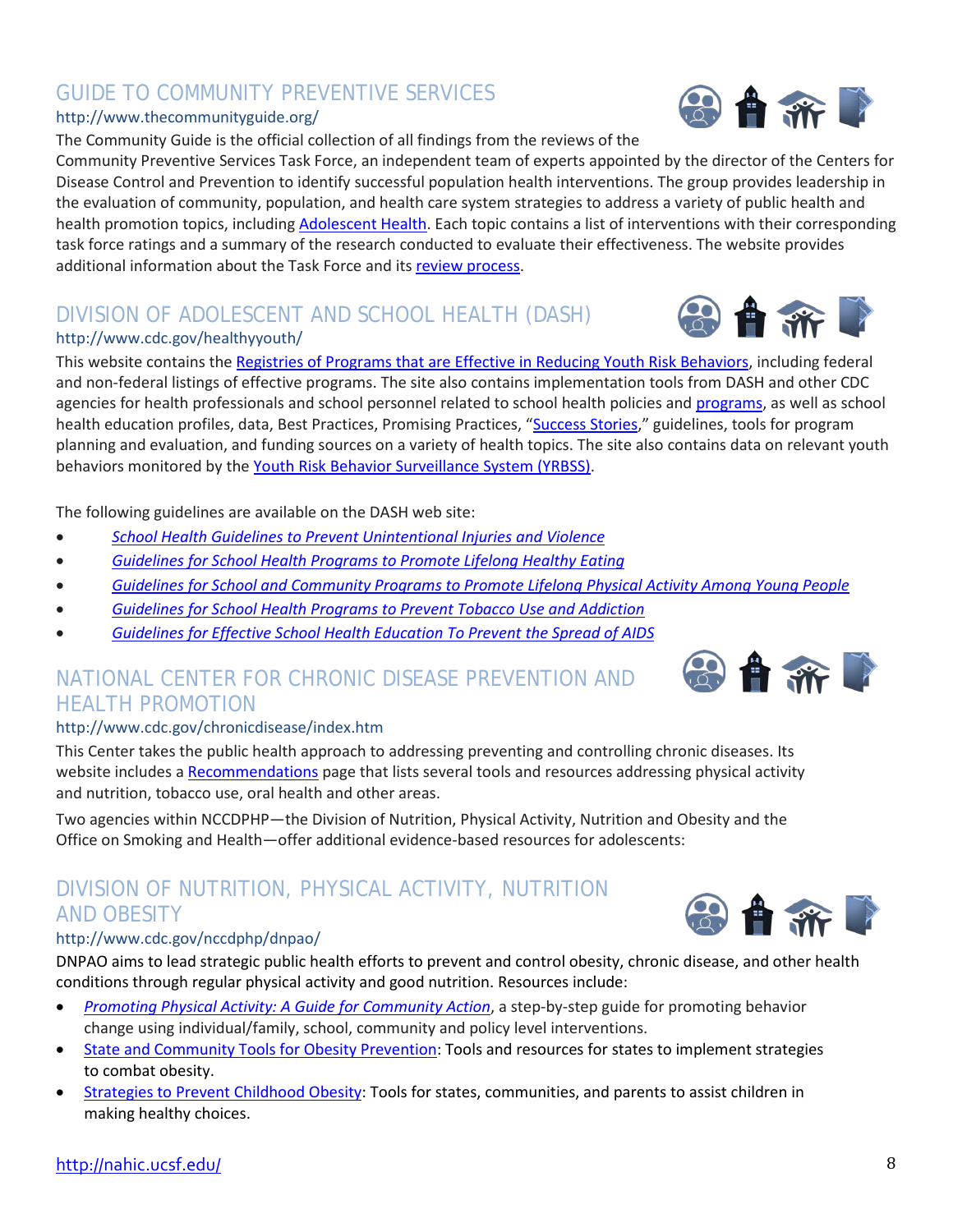## GUIDE TO COMMUNITY PREVENTIVE SERVICES

http://www.thecommunityguide.org/

The Community Guide is the official collection of all findings from the reviews of the Community Preventive Services Task Force, an independent team of experts appointed by the director of the Centers for Disease Control and Prevention to identify successful population health interventions. The group provides leadership in the evaluation of community, population, and health care system strategies to address a variety of public health and health promotion topics, including Adolescent Health. Each topic contains a list of interventions with their corresponding task force ratings and a summary of the research conducted to evaluate their effectiveness. The website provides additional information about the Task Force and its review process.

## DIVISION OF ADOLESCENT AND SCHOOL HEALTH (DASH)

http://www.cdc.gov/healthyyouth/

This website contains the Registries of Programs that are Effective in Reducing Youth Risk Behaviors, including federal and non-federal listings of effective programs. The site also contains implementation tools from DASH and other CDC agencies for health professionals and school personnel related to school health policies and programs, as well as school health education profiles, data, Best Practices, Promising Practices, "Success Stories," guidelines, tools for program planning and evaluation, and funding sources on a variety of health topics. The site also contains data on relevant youth behaviors monitored by the Youth Risk Behavior Surveillance System (YRBSS).

The following guidelines are available on the DASH web site:

- *School Health Guidelines to Prevent Unintentional Injuries and Violence*
- *Guidelines for School Health Programs to Promote Lifelong Healthy Eating*
- *Guidelines for School and Community Programs to Promote Lifelong Physical Activity Among Young People*
- *Guidelines for School Health Programs to Prevent Tobacco Use and Addiction*
- *Guidelines for Effective School Health Education To Prevent the Spread of AIDS*

## NATIONAL CENTER FOR CHRONIC DISEASE PREVENTION AND HEALTH PROMOTION

http://www.cdc.gov/chronicdisease/index.htm

This Center takes the public health approach to addressing preventing and controlling chronic diseases. Its website includes a Recommendations page that lists several tools and resources addressing physical activity and nutrition, tobacco use, oral health and other areas.

Two agencies within NCCDPHP—the Division of Nutrition, Physical Activity, Nutrition and Obesity and the Office on Smoking and Health—offer additional evidence-based resources for adolescents:

## DIVISION OF NUTRITION, PHYSICAL ACTIVITY, NUTRITION AND OBESITY

http://www.cdc.gov/nccdphp/dnpao/

DNPAO aims to lead strategic public health efforts to prevent and control obesity, chronic disease, and other health conditions through regular physical activity and good nutrition. Resources include:

- *Promoting Physical Activity: A Guide for Community Action*, a step-by-step guide for promoting behavior change using individual/family, school, community and policy level interventions.
- State and Community Tools for Obesity Prevention: Tools and resources for states to implement strategies to combat obesity.
- Strategies to Prevent Childhood Obesity: Tools for states, communities, and parents to assist children in making healthy choices.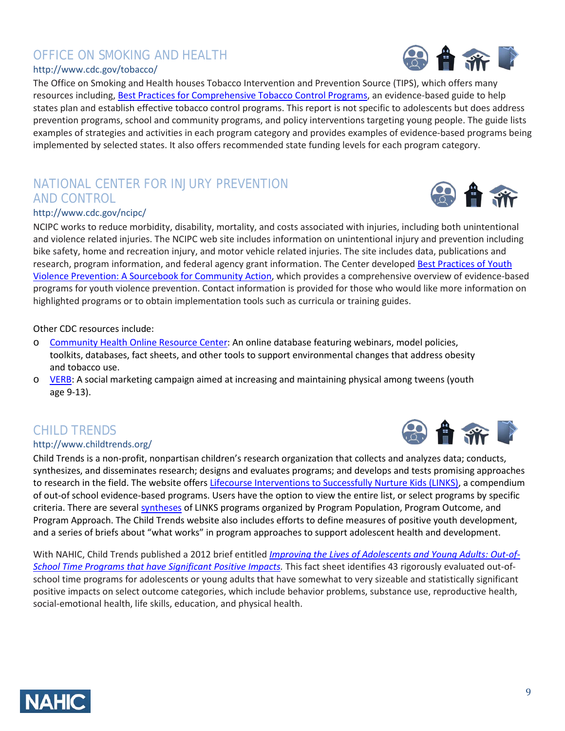## OFFICE ON SMOKING AND HEALTH

http://www.cdc.gov/tobacco/

The Office on Smoking and Health houses Tobacco Intervention and Prevention Source (TIPS), which offers many resources including, Best Practices for Comprehensive Tobacco Control Programs, an evidence-based guide to help states plan and establish effective tobacco control programs. This report is not specific to adolescents but does address prevention programs, school and community programs, and policy interventions targeting young people. The guide lists examples of strategies and activities in each program category and provides examples of evidence-based programs being implemented by selected states. It also offers recommended state funding levels for each program category.

## NATIONAL CENTER FOR INJURY PREVENTION AND CONTROL

http://www.cdc.gov/ncipc/

NCIPC works to reduce morbidity, disability, mortality, and costs associated with injuries, including both unintentional and violence related injuries. The NCIPC web site includes information on unintentional injury and prevention including bike safety, home and recreation injury, and motor vehicle related injuries. The site includes data, publications and research, program information, and federal agency grant information. The Center developed Best Practices of Youth Violence Prevention: A Sourcebook for Community Action, which provides a comprehensive overview of evidence-based programs for youth violence prevention. Contact information is provided for those who would like more information on highlighted programs or to obtain implementation tools such as curricula or training guides.

Other CDC resources include:

- Community Health Online Resource Center: An online database featuring webinars, model policies, toolkits, databases, fact sheets, and other tools to support environmental changes that address obesity and tobacco use.
- VERB: A social marketing campaign aimed at increasing and maintaining physical among tweens (youth age 9-13).

## CHILD TRENDS

http://www.childtrends.org/

Child Trends is a non-profit, nonpartisan children's research organization that collects and analyzes data; conducts, synthesizes, and disseminates research; designs and evaluates programs; and develops and tests promising approaches to research in the field. The website offers Lifecourse Interventions to Successfully Nurture Kids (LINKS), a compendium of out-of school evidence-based programs. Users have the option to view the entire list, or select programs by specific criteria. There are several syntheses of LINKS programs organized by Program Population, Program Outcome, and Program Approach. The Child Trends website also includes efforts to define measures of positive youth development, and a series of briefs about "what works" in program approaches to support adolescent health and development.

With NAHIC, Child Trends published a 2012 brief entitled *Improving the Lives of Adolescents and Young Adults: Out-of-School Time Programs that have Significant Positive Impacts.* This fact sheet identifies 43 rigorously evaluated out-of-school time programs for adolescents or young adults that have somewhat to very sizeable and statistically significant positive impacts on select outcome categories, which include behavior problems, substance use, reproductive health, social-emotional health, life skills, education, and physical health.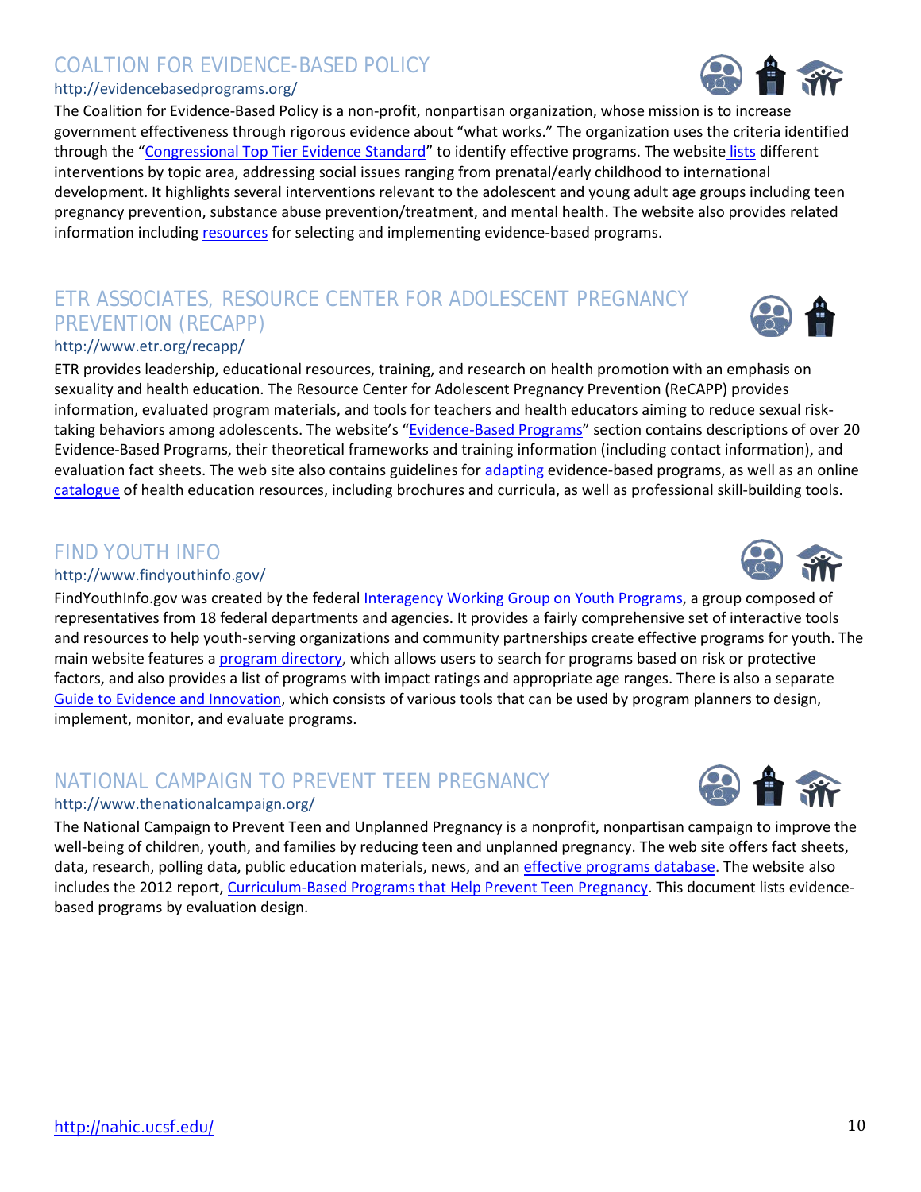## COALTION FOR EVIDENCE-BASED POLICY

http://evidencebasedprograms.org/

The Coalition for Evidence-Based Policy is a non-profit, nonpartisan organization, whose mission is to increase government effectiveness through rigorous evidence about "what works." The organization uses the criteria identified through the "Congressional Top Tier Evidence Standard" to identify effective programs. The website lists different interventions by topic area, addressing social issues ranging from prenatal/early childhood to international development. It highlights several interventions relevant to the adolescent and young adult age groups including teen pregnancy prevention, substance abuse prevention/treatment, and mental health. The website also provides related information including resources for selecting and implementing evidence-based programs.

## ETR ASSOCIATES, RESOURCE CENTER FOR ADOLESCENT PREGNANCY PREVENTION (RECAPP)

http://www.etr.org/recapp/

ETR provides leadership, educational resources, training, and research on health promotion with an emphasis on sexuality and health education. The Resource Center for Adolescent Pregnancy Prevention (ReCAPP) provides information, evaluated program materials, and tools for teachers and health educators aiming to reduce sexual risk-taking behaviors among adolescents. The website's "Evidence-Based Programs" section contains descriptions of over 20 Evidence-Based Programs, their theoretical frameworks and training information (including contact information), and evaluation fact sheets. The web site also contains guidelines for adapting evidence-based programs, as well as an online catalogue of health education resources, including brochures and curricula, as well as professional skill-building tools.

## FIND YOUTH INFO

http://www.findyouthinfo.gov/

FindYouthInfo.gov was created by the federal Interagency Working Group on Youth Programs, a group composed of representatives from 18 federal departments and agencies. It provides a fairly comprehensive set of interactive tools and resources to help youth-serving organizations and community partnerships create effective programs for youth. The main website features a program directory, which allows users to search for programs based on risk or protective factors, and also provides a list of programs with impact ratings and appropriate age ranges. There is also a separate Guide to Evidence and Innovation, which consists of various tools that can be used by program planners to design, implement, monitor, and evaluate programs.

## NATIONAL CAMPAIGN TO PREVENT TEEN PREGNANCY

http://www.thenationalcampaign.org/

The National Campaign to Prevent Teen and Unplanned Pregnancy is a nonprofit, nonpartisan campaign to improve the well-being of children, youth, and families by reducing teen and unplanned pregnancy. The web site offers fact sheets, data, research, polling data, public education materials, news, and an effective programs database. The website also includes the 2012 report, Curriculum-Based Programs that Help Prevent Teen Pregnancy. This document lists evidence-based programs by evaluation design.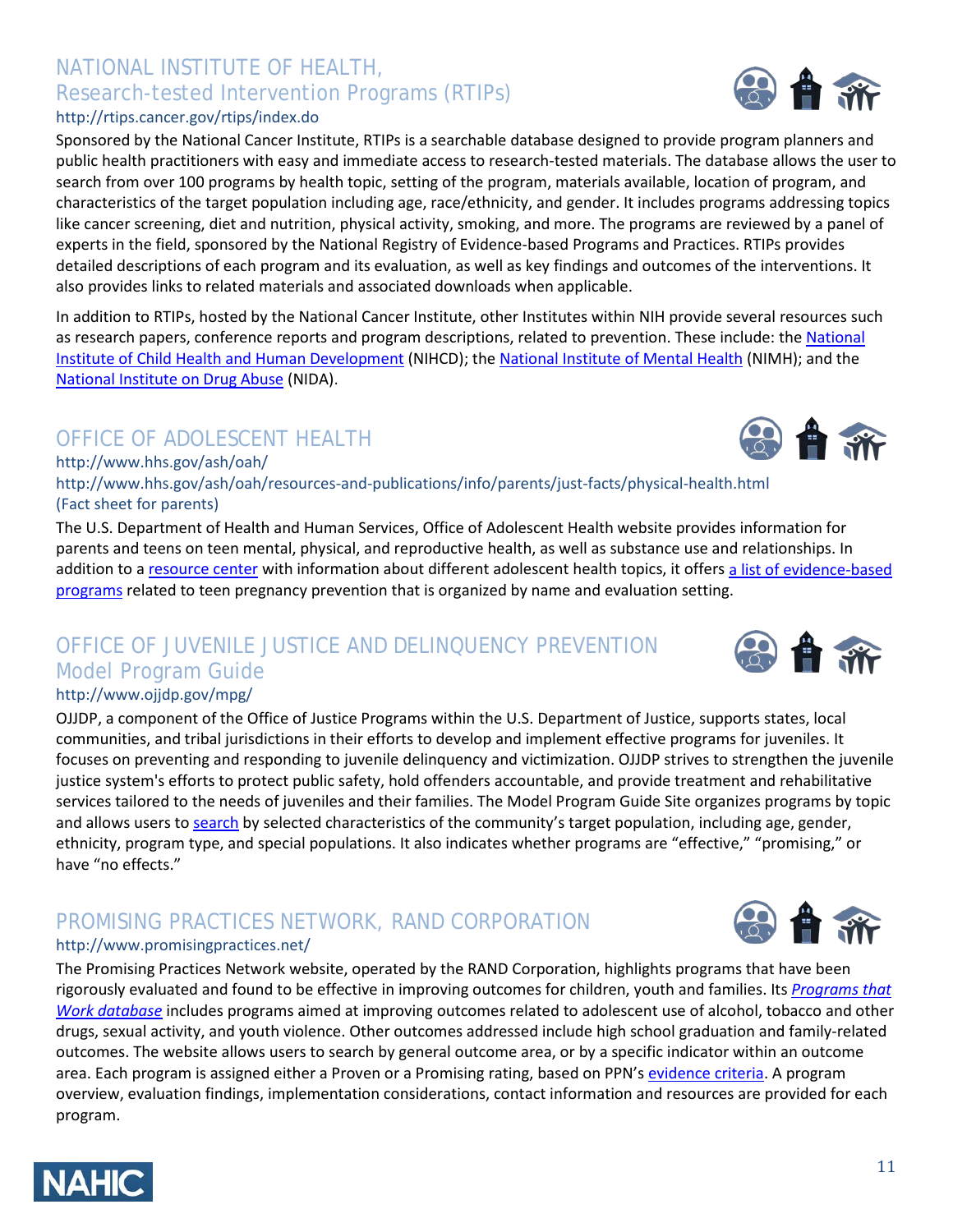## NATIONAL INSTITUTE OF HEALTH, Research-tested Intervention Programs (RTIPs)

http://rtips.cancer.gov/rtips/index.do

Sponsored by the National Cancer Institute, RTIPs is a searchable database designed to provide program planners and public health practitioners with easy and immediate access to research-tested materials. The database allows the user to search from over 100 programs by health topic, setting of the program, materials available, location of program, and characteristics of the target population including age, race/ethnicity, and gender. It includes programs addressing topics like cancer screening, diet and nutrition, physical activity, smoking, and more. The programs are reviewed by a panel of experts in the field, sponsored by the National Registry of Evidence-based Programs and Practices. RTIPs provides detailed descriptions of each program and its evaluation, as well as key findings and outcomes of the interventions. It also provides links to related materials and associated downloads when applicable.

In addition to RTIPs, hosted by the National Cancer Institute, other Institutes within NIH provide several resources such as research papers, conference reports and program descriptions, related to prevention. These include: the National Institute of Child Health and Human Development (NIHCD); the National Institute of Mental Health (NIMH); and the National Institute on Drug Abuse (NIDA).

## OFFICE OF ADOLESCENT HEALTH

http://www.hhs.gov/ash/oah/
http://www.hhs.gov/ash/oah/resources-and-publications/info/parents/just-facts/physical-health.html (Fact sheet for parents)

The U.S. Department of Health and Human Services, Office of Adolescent Health website provides information for parents and teens on teen mental, physical, and reproductive health, as well as substance use and relationships. In addition to a resource center with information about different adolescent health topics, it offers a list of evidence-based programs related to teen pregnancy prevention that is organized by name and evaluation setting.

## OFFICE OF JUVENILE JUSTICE AND DELINQUENCY PREVENTION Model Program Guide

http://www.ojjdp.gov/mpg/

OJJDP, a component of the Office of Justice Programs within the U.S. Department of Justice, supports states, local communities, and tribal jurisdictions in their efforts to develop and implement effective programs for juveniles. It focuses on preventing and responding to juvenile delinquency and victimization. OJJDP strives to strengthen the juvenile justice system's efforts to protect public safety, hold offenders accountable, and provide treatment and rehabilitative services tailored to the needs of juveniles and their families. The Model Program Guide Site organizes programs by topic and allows users to search by selected characteristics of the community's target population, including age, gender, ethnicity, program type, and special populations. It also indicates whether programs are "effective," "promising," or have "no effects."

## PROMISING PRACTICES NETWORK, RAND CORPORATION

http://www.promisingpractices.net/

The Promising Practices Network website, operated by the RAND Corporation, highlights programs that have been rigorously evaluated and found to be effective in improving outcomes for children, youth and families. Its *Programs that Work database* includes programs aimed at improving outcomes related to adolescent use of alcohol, tobacco and other drugs, sexual activity, and youth violence. Other outcomes addressed include high school graduation and family-related outcomes. The website allows users to search by general outcome area, or by a specific indicator within an outcome area. Each program is assigned either a Proven or a Promising rating, based on PPN's evidence criteria. A program overview, evaluation findings, implementation considerations, contact information and resources are provided for each program.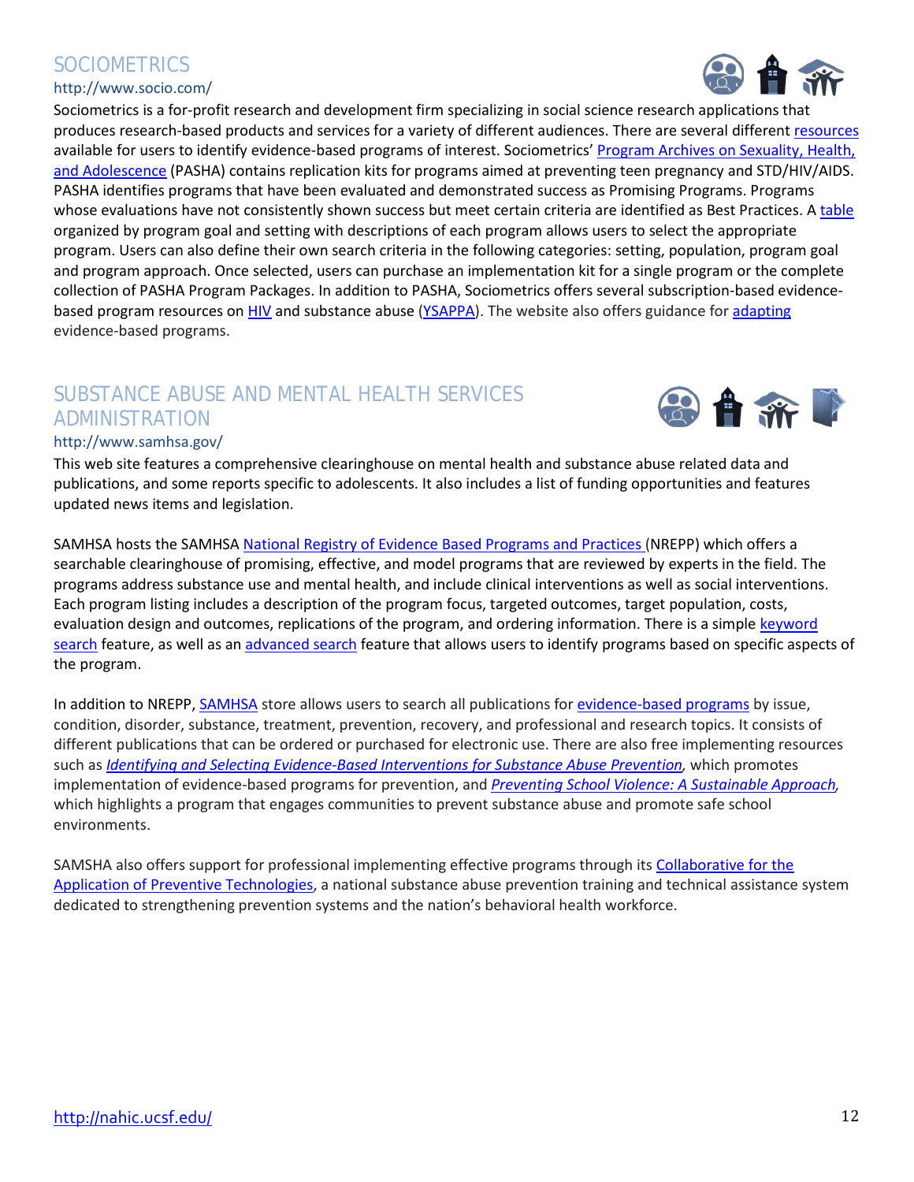## SOCIOMETRICS

http://www.socio.com/

Sociometrics is a for-profit research and development firm specializing in social science research applications that produces research-based products and services for a variety of different audiences. There are several different resources available for users to identify evidence-based programs of interest. Sociometrics' Program Archives on Sexuality, Health, and Adolescence (PASHA) contains replication kits for programs aimed at preventing teen pregnancy and STD/HIV/AIDS. PASHA identifies programs that have been evaluated and demonstrated success as Promising Programs. Programs whose evaluations have not consistently shown success but meet certain criteria are identified as Best Practices. A table organized by program goal and setting with descriptions of each program allows users to select the appropriate program. Users can also define their own search criteria in the following categories: setting, population, program goal and program approach. Once selected, users can purchase an implementation kit for a single program or the complete collection of PASHA Program Packages. In addition to PASHA, Sociometrics offers several subscription-based evidence-based program resources on HIV and substance abuse (YSAPPA). The website also offers guidance for adapting evidence-based programs.

## SUBSTANCE ABUSE AND MENTAL HEALTH SERVICES ADMINISTRATION

http://www.samhsa.gov/

This web site features a comprehensive clearinghouse on mental health and substance abuse related data and publications, and some reports specific to adolescents. It also includes a list of funding opportunities and features updated news items and legislation.

SAMHSA hosts the SAMHSA National Registry of Evidence Based Programs and Practices (NREPP) which offers a searchable clearinghouse of promising, effective, and model programs that are reviewed by experts in the field. The programs address substance use and mental health, and include clinical interventions as well as social interventions. Each program listing includes a description of the program focus, targeted outcomes, target population, costs, evaluation design and outcomes, replications of the program, and ordering information. There is a simple keyword search feature, as well as an advanced search feature that allows users to identify programs based on specific aspects of the program.

In addition to NREPP, SAMHSA store allows users to search all publications for evidence-based programs by issue, condition, disorder, substance, treatment, prevention, recovery, and professional and research topics. It consists of different publications that can be ordered or purchased for electronic use. There are also free implementing resources such as *Identifying and Selecting Evidence-Based Interventions for Substance Abuse Prevention*, which promotes implementation of evidence-based programs for prevention, and *Preventing School Violence: A Sustainable Approach*, which highlights a program that engages communities to prevent substance abuse and promote safe school environments.

SAMSHA also offers support for professional implementing effective programs through its Collaborative for the Application of Preventive Technologies, a national substance abuse prevention training and technical assistance system dedicated to strengthening prevention systems and the nation's behavioral health workforce.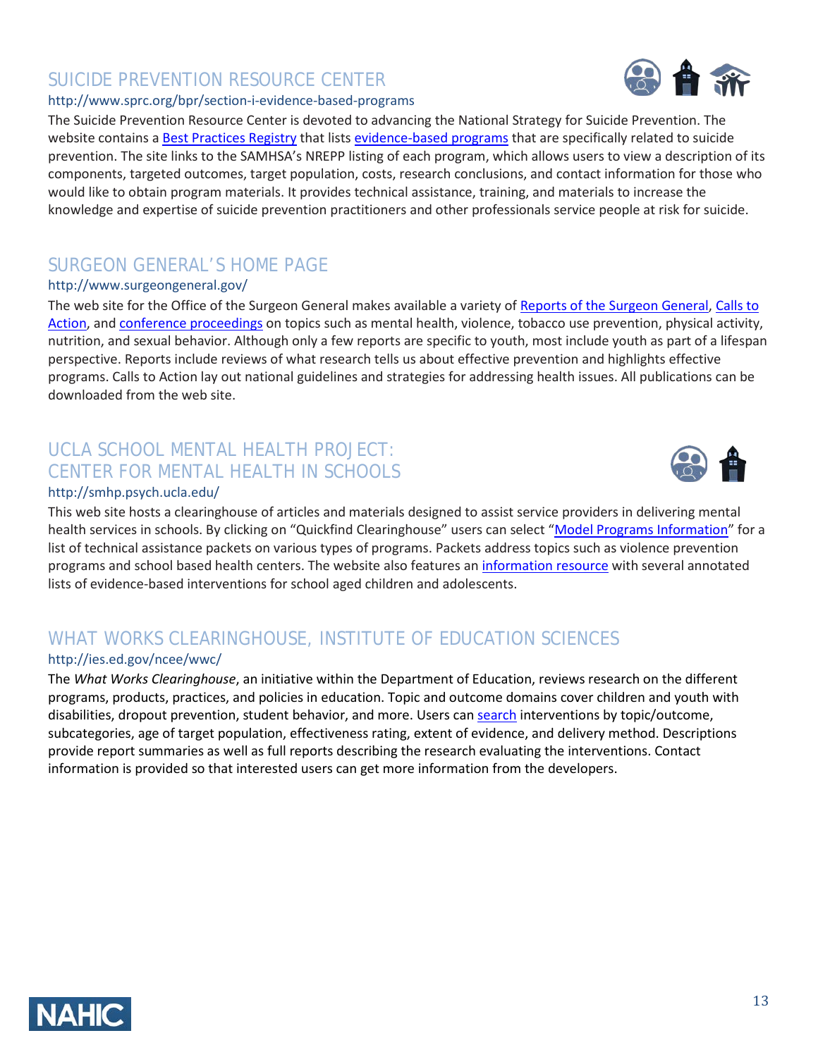## SUICIDE PREVENTION RESOURCE CENTER

http://www.sprc.org/bpr/section-i-evidence-based-programs

The Suicide Prevention Resource Center is devoted to advancing the National Strategy for Suicide Prevention. The website contains a Best Practices Registry that lists evidence-based programs that are specifically related to suicide prevention. The site links to the SAMHSA's NREPP listing of each program, which allows users to view a description of its components, targeted outcomes, target population, costs, research conclusions, and contact information for those who would like to obtain program materials. It provides technical assistance, training, and materials to increase the knowledge and expertise of suicide prevention practitioners and other professionals service people at risk for suicide.

## SURGEON GENERAL'S HOME PAGE

http://www.surgeongeneral.gov/

The web site for the Office of the Surgeon General makes available a variety of Reports of the Surgeon General, Calls to Action, and conference proceedings on topics such as mental health, violence, tobacco use prevention, physical activity, nutrition, and sexual behavior. Although only a few reports are specific to youth, most include youth as part of a lifespan perspective. Reports include reviews of what research tells us about effective prevention and highlights effective programs. Calls to Action lay out national guidelines and strategies for addressing health issues. All publications can be downloaded from the web site.

## UCLA SCHOOL MENTAL HEALTH PROJECT: CENTER FOR MENTAL HEALTH IN SCHOOLS

http://smhp.psych.ucla.edu/

This web site hosts a clearinghouse of articles and materials designed to assist service providers in delivering mental health services in schools. By clicking on "Quickfind Clearinghouse" users can select "Model Programs Information" for a list of technical assistance packets on various types of programs. Packets address topics such as violence prevention programs and school based health centers. The website also features an information resource with several annotated lists of evidence-based interventions for school aged children and adolescents.

## WHAT WORKS CLEARINGHOUSE, INSTITUTE OF EDUCATION SCIENCES

http://ies.ed.gov/ncee/wwc/

The *What Works Clearinghouse*, an initiative within the Department of Education, reviews research on the different programs, products, practices, and policies in education. Topic and outcome domains cover children and youth with disabilities, dropout prevention, student behavior, and more. Users can search interventions by topic/outcome, subcategories, age of target population, effectiveness rating, extent of evidence, and delivery method. Descriptions provide report summaries as well as full reports describing the research evaluating the interventions. Contact information is provided so that interested users can get more information from the developers.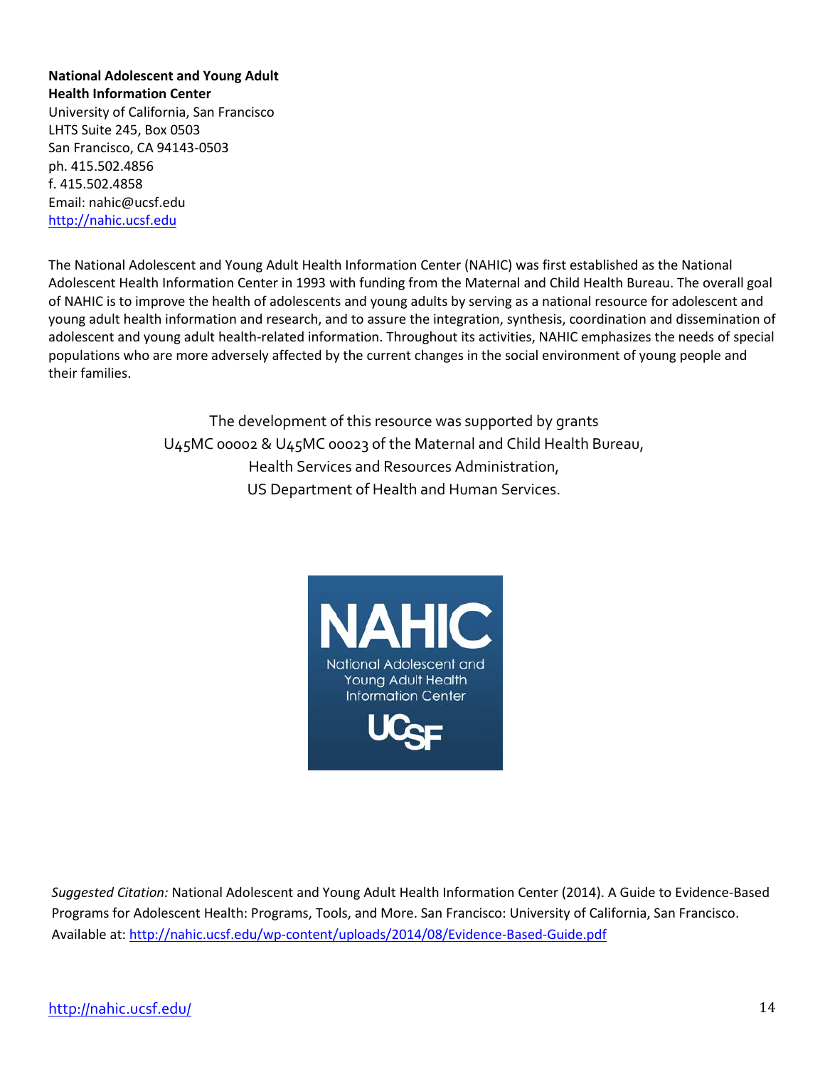**National Adolescent and Young Adult Health Information Center**
University of California, San Francisco
LHTS Suite 245, Box 0503
San Francisco, CA 94143-0503
ph. 415.502.4856
f. 415.502.4858
Email: nahic@ucsf.edu
http://nahic.ucsf.edu

The National Adolescent and Young Adult Health Information Center (NAHIC) was first established as the National Adolescent Health Information Center in 1993 with funding from the Maternal and Child Health Bureau. The overall goal of NAHIC is to improve the health of adolescents and young adults by serving as a national resource for adolescent and young adult health information and research, and to assure the integration, synthesis, coordination and dissemination of adolescent and young adult health-related information. Throughout its activities, NAHIC emphasizes the needs of special populations who are more adversely affected by the current changes in the social environment of young people and their families.

The development of this resource was supported by grants
U45MC 00002 & U45MC 00023 of the Maternal and Child Health Bureau,
Health Services and Resources Administration,
US Department of Health and Human Services.

NAHIC
National Adolescent and Young Adult Health Information Center
UCSF

*Suggested Citation:* National Adolescent and Young Adult Health Information Center (2014). A Guide to Evidence-Based Programs for Adolescent Health: Programs, Tools, and More. San Francisco: University of California, San Francisco. Available at: http://nahic.ucsf.edu/wp-content/uploads/2014/08/Evidence-Based-Guide.pdf